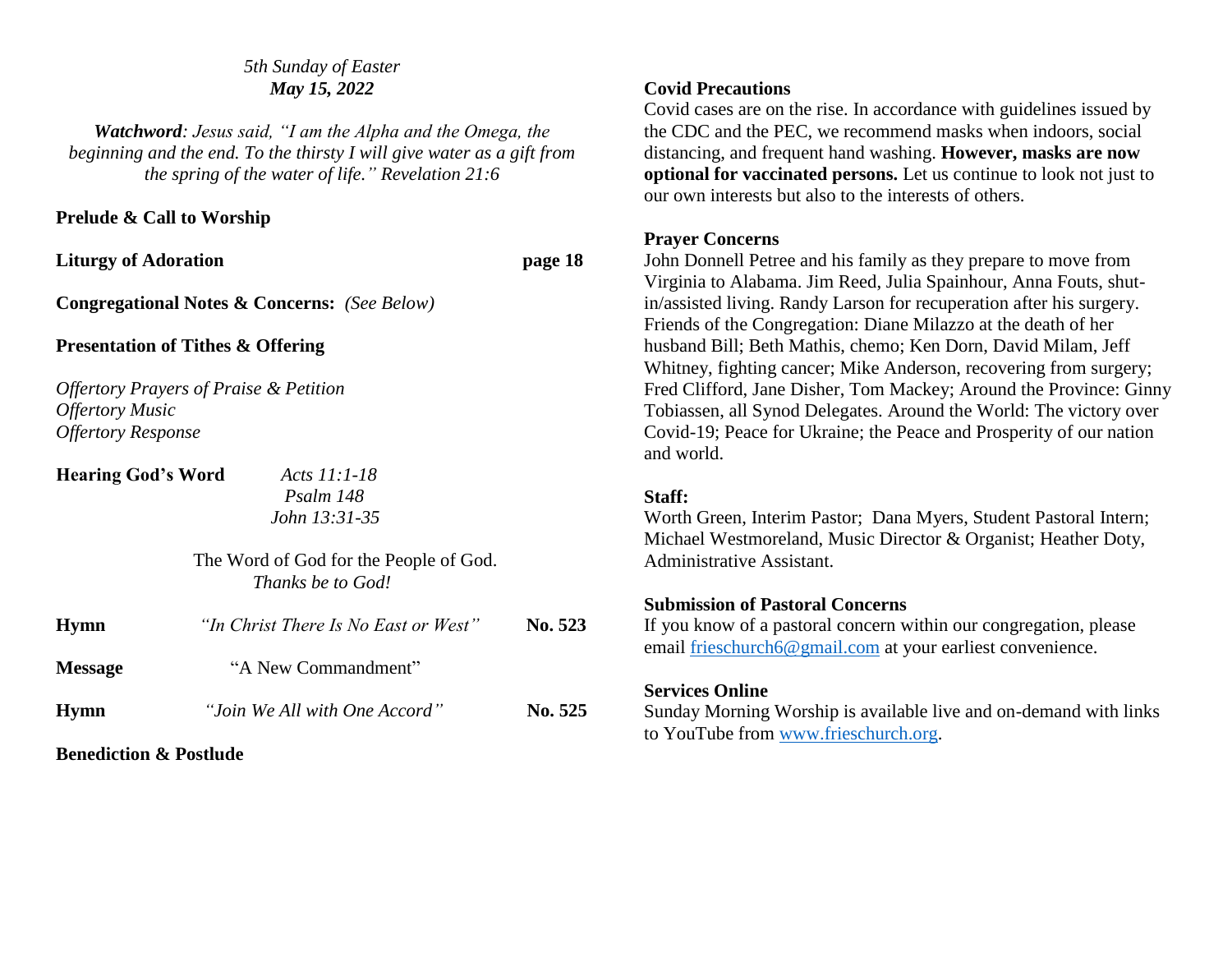*5th Sunday of Easter*
***May 15, 2022***

***Watchword**: Jesus said, "I am the Alpha and the Omega, the beginning and the end. To the thirsty I will give water as a gift from the spring of the water of life." Revelation 21:6*

**Prelude & Call to Worship**

**Liturgy of Adoration** **page 18**

**Congregational Notes & Concerns:** *(See Below)*

**Presentation of Tithes & Offering**

*Offertory Prayers of Praise & Petition*
*Offertory Music*
*Offertory Response*

**Hearing God's Word** *Acts 11:1-18*
*Psalm 148*
*John 13:31-35*

The Word of God for the People of God.
*Thanks be to God!*

**Hymn** *"In Christ There Is No East or West"* **No. 523**

**Message** "A New Commandment"

**Hymn** *"Join We All with One Accord"* **No. 525**

**Benediction & Postlude**

**Covid Precautions**
Covid cases are on the rise. In accordance with guidelines issued by the CDC and the PEC, we recommend masks when indoors, social distancing, and frequent hand washing. **However, masks are now optional for vaccinated persons.** Let us continue to look not just to our own interests but also to the interests of others.

**Prayer Concerns**
John Donnell Petree and his family as they prepare to move from Virginia to Alabama. Jim Reed, Julia Spainhour, Anna Fouts, shut-in/assisted living. Randy Larson for recuperation after his surgery. Friends of the Congregation: Diane Milazzo at the death of her husband Bill; Beth Mathis, chemo; Ken Dorn, David Milam, Jeff Whitney, fighting cancer; Mike Anderson, recovering from surgery; Fred Clifford, Jane Disher, Tom Mackey; Around the Province: Ginny Tobiassen, all Synod Delegates. Around the World: The victory over Covid-19; Peace for Ukraine; the Peace and Prosperity of our nation and world.

**Staff:**
Worth Green, Interim Pastor; Dana Myers, Student Pastoral Intern; Michael Westmoreland, Music Director & Organist; Heather Doty, Administrative Assistant.

**Submission of Pastoral Concerns**
If you know of a pastoral concern within our congregation, please email frieschurch6@gmail.com at your earliest convenience.

**Services Online**
Sunday Morning Worship is available live and on-demand with links to YouTube from www.frieschurch.org.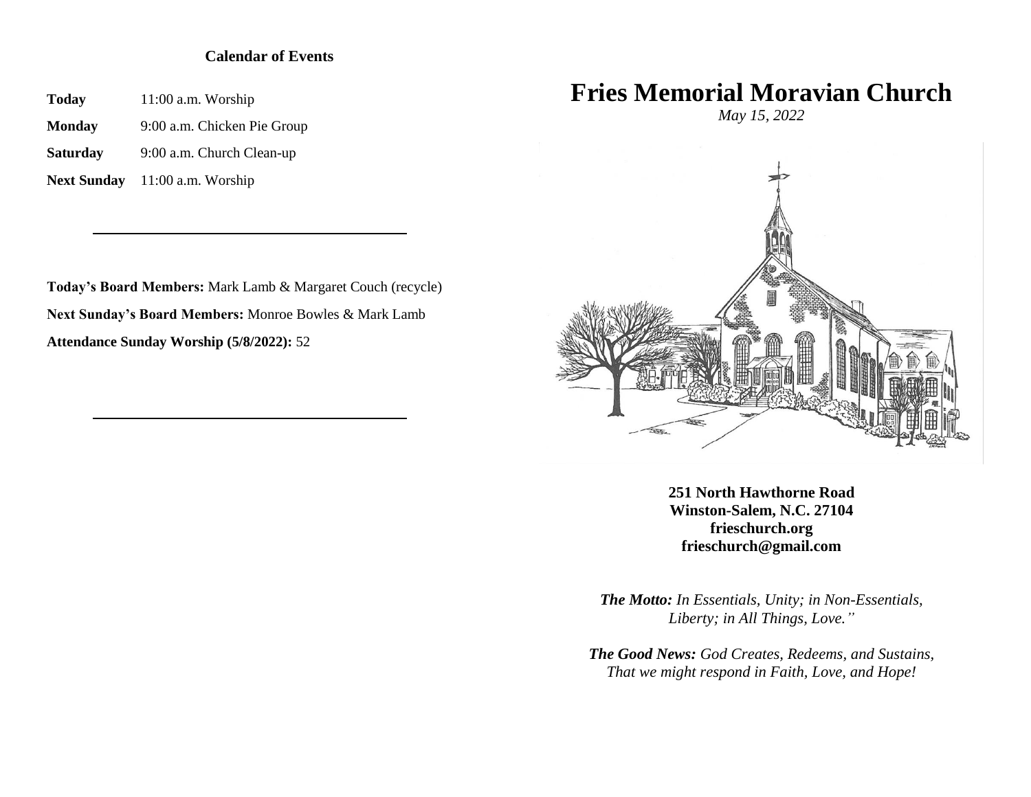**Calendar of Events**

| | |
|---|---|
| **Today** | 11:00 a.m. Worship |
| **Monday** | 9:00 a.m. Chicken Pie Group |
| **Saturday** | 9:00 a.m. Church Clean-up |
| **Next Sunday** | 11:00 a.m. Worship |

---

**Today's Board Members:** Mark Lamb & Margaret Couch (recycle)

**Next Sunday's Board Members:** Monroe Bowles & Mark Lamb

**Attendance Sunday Worship (5/8/2022):** 52

---

# Fries Memorial Moravian Church

*May 15, 2022*

**251 North Hawthorne Road**
**Winston-Salem, N.C. 27104**
**frieschurch.org**
**frieschurch@gmail.com**

***The Motto:*** *In Essentials, Unity; in Non-Essentials, Liberty; in All Things, Love."*

***The Good News:*** *God Creates, Redeems, and Sustains, That we might respond in Faith, Love, and Hope!*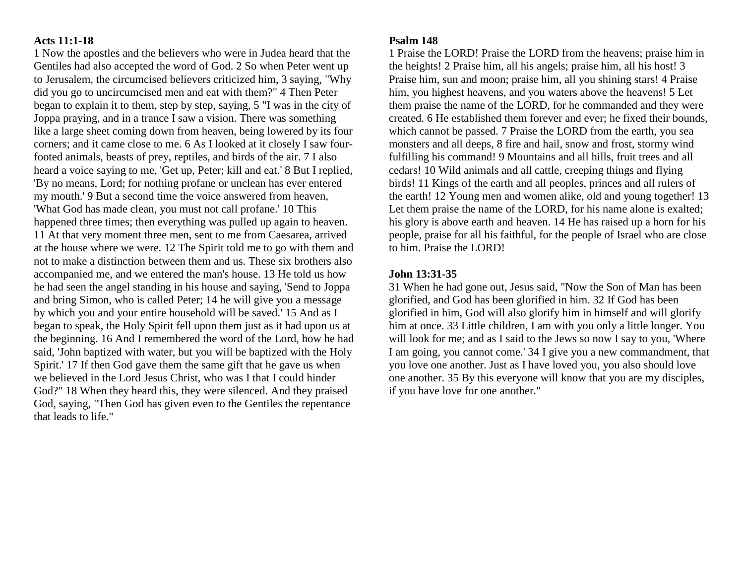**Acts 11:1-18**

1 Now the apostles and the believers who were in Judea heard that the Gentiles had also accepted the word of God. 2 So when Peter went up to Jerusalem, the circumcised believers criticized him, 3 saying, "Why did you go to uncircumcised men and eat with them?" 4 Then Peter began to explain it to them, step by step, saying, 5 "I was in the city of Joppa praying, and in a trance I saw a vision. There was something like a large sheet coming down from heaven, being lowered by its four corners; and it came close to me. 6 As I looked at it closely I saw four-footed animals, beasts of prey, reptiles, and birds of the air. 7 I also heard a voice saying to me, 'Get up, Peter; kill and eat.' 8 But I replied, 'By no means, Lord; for nothing profane or unclean has ever entered my mouth.' 9 But a second time the voice answered from heaven, 'What God has made clean, you must not call profane.' 10 This happened three times; then everything was pulled up again to heaven. 11 At that very moment three men, sent to me from Caesarea, arrived at the house where we were. 12 The Spirit told me to go with them and not to make a distinction between them and us. These six brothers also accompanied me, and we entered the man's house. 13 He told us how he had seen the angel standing in his house and saying, 'Send to Joppa and bring Simon, who is called Peter; 14 he will give you a message by which you and your entire household will be saved.' 15 And as I began to speak, the Holy Spirit fell upon them just as it had upon us at the beginning. 16 And I remembered the word of the Lord, how he had said, 'John baptized with water, but you will be baptized with the Holy Spirit.' 17 If then God gave them the same gift that he gave us when we believed in the Lord Jesus Christ, who was I that I could hinder God?" 18 When they heard this, they were silenced. And they praised God, saying, "Then God has given even to the Gentiles the repentance that leads to life."

**Psalm 148**

1 Praise the LORD! Praise the LORD from the heavens; praise him in the heights! 2 Praise him, all his angels; praise him, all his host! 3 Praise him, sun and moon; praise him, all you shining stars! 4 Praise him, you highest heavens, and you waters above the heavens! 5 Let them praise the name of the LORD, for he commanded and they were created. 6 He established them forever and ever; he fixed their bounds, which cannot be passed. 7 Praise the LORD from the earth, you sea monsters and all deeps, 8 fire and hail, snow and frost, stormy wind fulfilling his command! 9 Mountains and all hills, fruit trees and all cedars! 10 Wild animals and all cattle, creeping things and flying birds! 11 Kings of the earth and all peoples, princes and all rulers of the earth! 12 Young men and women alike, old and young together! 13 Let them praise the name of the LORD, for his name alone is exalted; his glory is above earth and heaven. 14 He has raised up a horn for his people, praise for all his faithful, for the people of Israel who are close to him. Praise the LORD!

**John 13:31-35**

31 When he had gone out, Jesus said, "Now the Son of Man has been glorified, and God has been glorified in him. 32 If God has been glorified in him, God will also glorify him in himself and will glorify him at once. 33 Little children, I am with you only a little longer. You will look for me; and as I said to the Jews so now I say to you, 'Where I am going, you cannot come.' 34 I give you a new commandment, that you love one another. Just as I have loved you, you also should love one another. 35 By this everyone will know that you are my disciples, if you have love for one another."